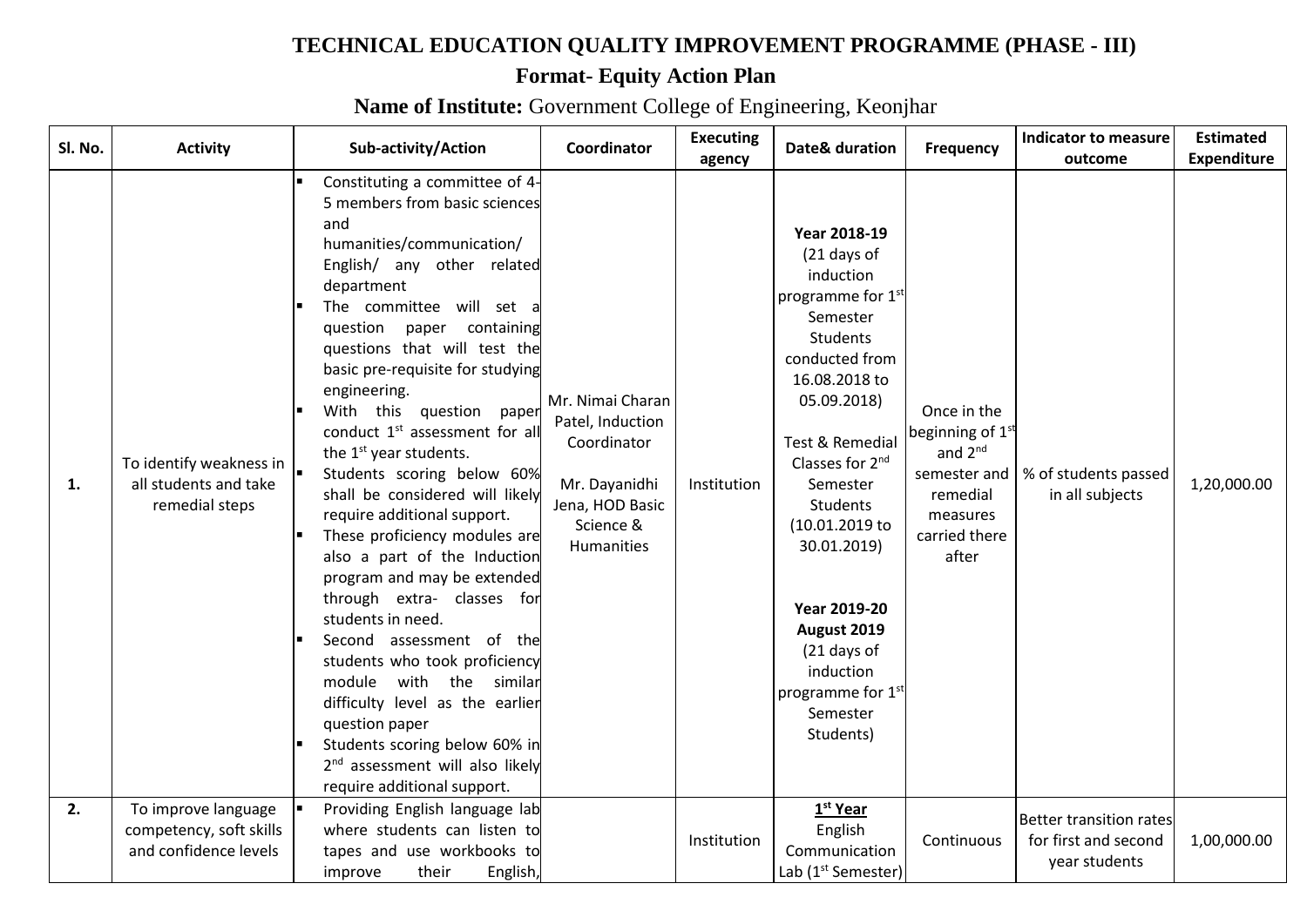# TECHNICAL EDUCATION QUALITY IMPROVEMENT PROGRAMME (PHASE - III)

## Format- Equity Action Plan

## **Name of Institute:** Government College of Engineering, Keonjhar

| Sl. No. | Activity | Sub-activity/Action | Coordinator | Executing agency | Date& duration | Frequency | Indicator to measure outcome | Estimated Expenditure |
|---|---|---|---|---|---|---|---|---|
| **1.** | To identify weakness in all students and take remedial steps | ▪ Constituting a committee of 4-5 members from basic sciences and humanities/communication/ English/ any other related department<br>▪ The committee will set a question paper containing questions that will test the basic pre-requisite for studying engineering.<br>▪ With this question paper conduct 1st assessment for all the 1st year students.<br>▪ Students scoring below 60% shall be considered will likely require additional support.<br>▪ These proficiency modules are also a part of the Induction program and may be extended through extra- classes for students in need.<br>▪ Second assessment of the students who took proficiency module with the similar difficulty level as the earlier question paper<br>▪ Students scoring below 60% in 2nd assessment will also likely require additional support. | Mr. Nimai Charan Patel, Induction Coordinator<br><br>Mr. Dayanidhi Jena, HOD Basic Science & Humanities | Institution | **Year 2018-19**<br>(21 days of induction programme for 1st Semester Students conducted from 16.08.2018 to 05.09.2018)<br><br>Test & Remedial Classes for 2nd Semester Students (10.01.2019 to 30.01.2019)<br><br>**Year 2019-20**<br>**August 2019**<br>(21 days of induction programme for 1st Semester Students) | Once in the beginning of 1st and 2nd semester and remedial measures carried there after | % of students passed in all subjects | 1,20,000.00 |
| **2.** | To improve language competency, soft skills and confidence levels | ▪ Providing English language lab where students can listen to tapes and use workbooks to improve their English, | | Institution | **1st Year**<br>English Communication Lab (1st Semester) | Continuous | Better transition rates for first and second year students | 1,00,000.00 |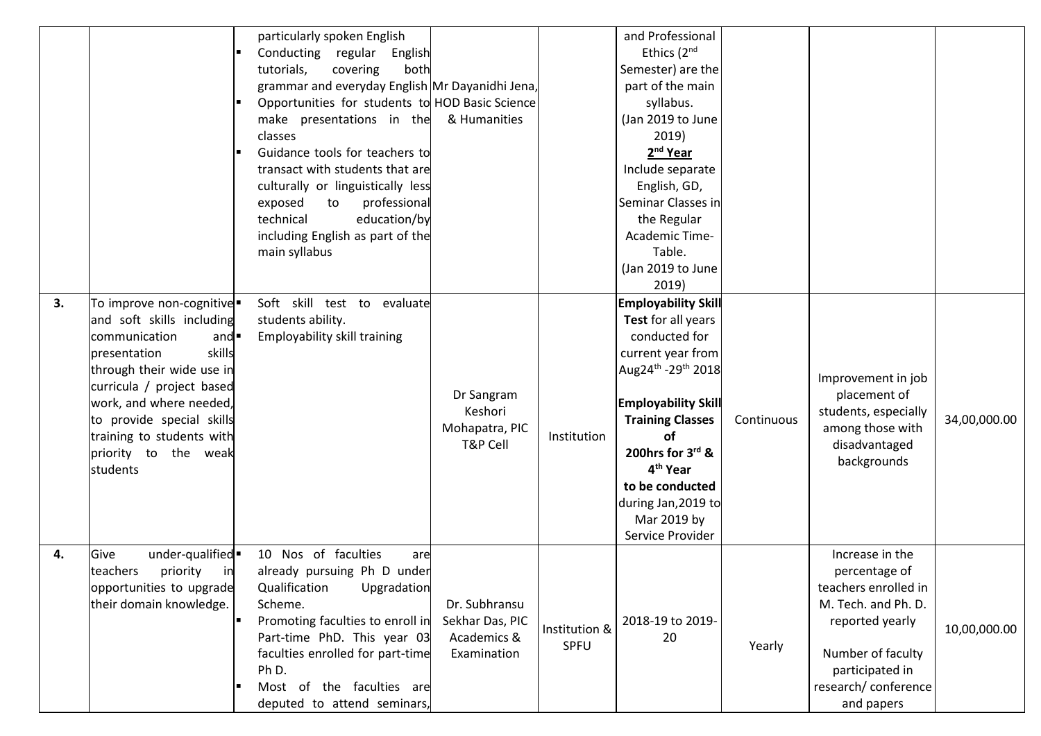| | | | | | | | | |
|---|---|---|---|---|---|---|---|---|
| | | particularly spoken English<br>▪ Conducting regular English tutorials, covering both grammar and everyday English<br>▪ Opportunities for students to make presentations in the classes<br>▪ Guidance tools for teachers to transact with students that are culturally or linguistically less exposed to professional technical education/by including English as part of the main syllabus | Mr Dayanidhi Jena, HOD Basic Science & Humanities | | and Professional Ethics (2nd Semester) are the part of the main syllabus.<br>(Jan 2019 to June 2019)<br>**2nd Year**<br>Include separate English, GD, Seminar Classes in the Regular Academic Time-Table.<br>(Jan 2019 to June 2019) | | | |
| **3.** | To improve non-cognitive and soft skills including communication and presentation skills through their wide use in curricula / project based work, and where needed, to provide special skills training to students with priority to the weak students | ▪ Soft skill test to evaluate students ability.<br>▪ Employability skill training | Dr Sangram Keshori Mohapatra, PIC T&P Cell | Institution | **Employability Skill Test** for all years conducted for current year from Aug24th -29th 2018<br><br>**Employability Skill Training Classes of 200hrs for 3rd & 4th Year to be conducted** during Jan,2019 to Mar 2019 by Service Provider | Continuous | Improvement in job placement of students, especially among those with disadvantaged backgrounds | 34,00,000.00 |
| **4.** | Give under-qualified teachers priority in opportunities to upgrade their domain knowledge. | ▪ 10 Nos of faculties are already pursuing Ph D under Qualification Upgradation Scheme.<br>▪ Promoting faculties to enroll in Part-time PhD. This year 03 faculties enrolled for part-time Ph D.<br>▪ Most of the faculties are deputed to attend seminars, | Dr. Subhransu Sekhar Das, PIC Academics & Examination | Institution & SPFU | 2018-19 to 2019-20 | Yearly | Increase in the percentage of teachers enrolled in M. Tech. and Ph. D. reported yearly<br><br>Number of faculty participated in research/ conference and papers | 10,00,000.00 |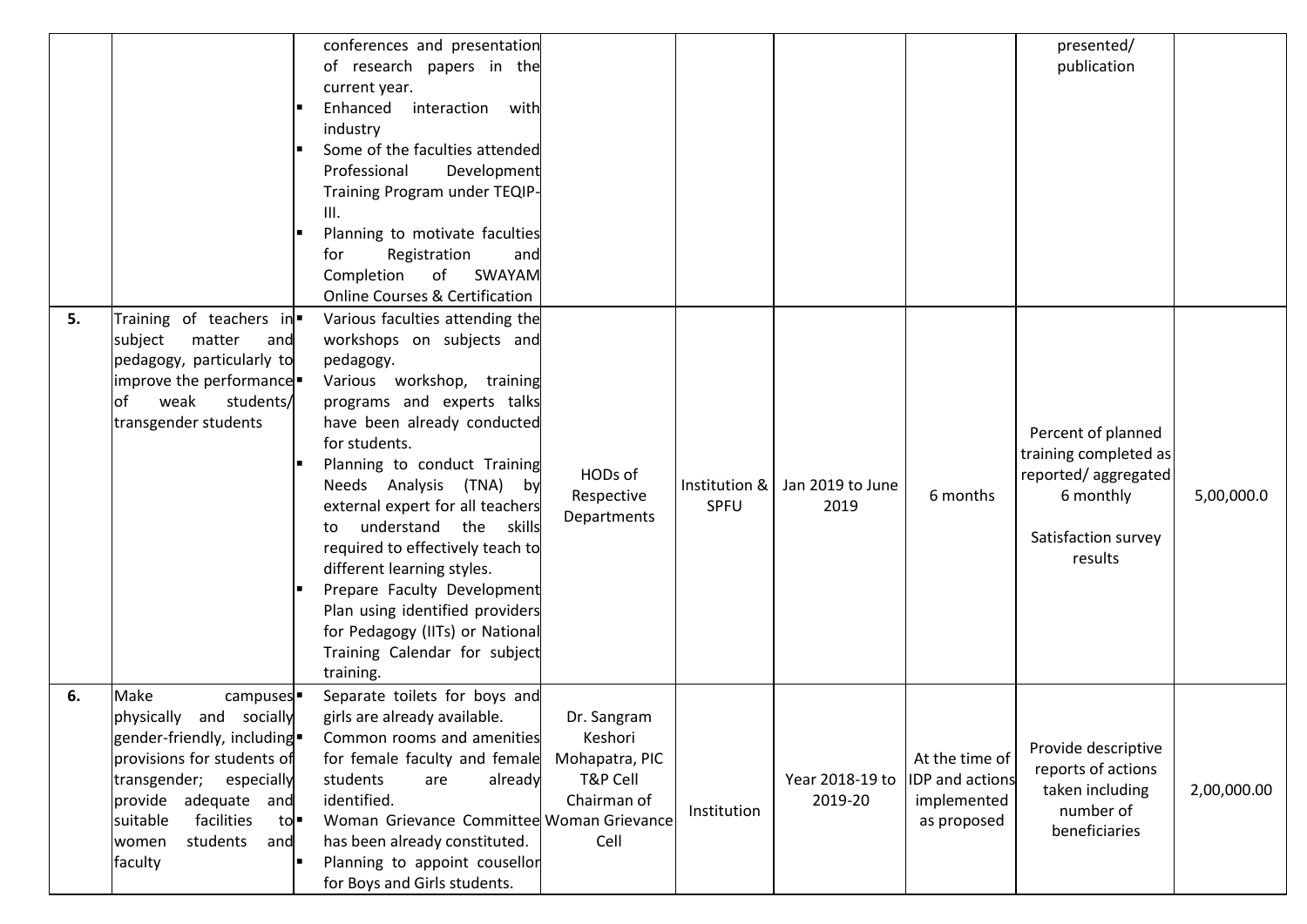| | | | | | | | | |
|---|---|---|---|---|---|---|---|---|
| | | conferences and presentation of research papers in the current year.<br>▪ Enhanced interaction with industry<br>▪ Some of the faculties attended Professional Development Training Program under TEQIP-III.<br>▪ Planning to motivate faculties for Registration and Completion of SWAYAM Online Courses & Certification | | | | | presented/ publication | |
| **5.** | Training of teachers in subject matter and pedagogy, particularly to improve the performance of weak students/ transgender students | ▪ Various faculties attending the workshops on subjects and pedagogy.<br>▪ Various workshop, training programs and experts talks have been already conducted for students.<br>▪ Planning to conduct Training Needs Analysis (TNA) by external expert for all teachers to understand the skills required to effectively teach to different learning styles.<br>▪ Prepare Faculty Development Plan using identified providers for Pedagogy (IITs) or National Training Calendar for subject training. | HODs of Respective Departments | Institution & SPFU | Jan 2019 to June 2019 | 6 months | Percent of planned training completed as reported/ aggregated 6 monthly<br><br>Satisfaction survey results | 5,00,000.0 |
| **6.** | Make campuses physically and socially gender-friendly, including provisions for students of transgender; especially provide adequate and suitable facilities to women students and faculty | ▪ Separate toilets for boys and girls are already available.<br>▪ Common rooms and amenities for female faculty and female students are already identified.<br>▪ Woman Grievance Committee has been already constituted.<br>▪ Planning to appoint cousellor for Boys and Girls students. | Dr. Sangram Keshori Mohapatra, PIC T&P Cell Chairman of Woman Grievance Cell | Institution | Year 2018-19 to 2019-20 | At the time of IDP and actions implemented as proposed | Provide descriptive reports of actions taken including number of beneficiaries | 2,00,000.00 |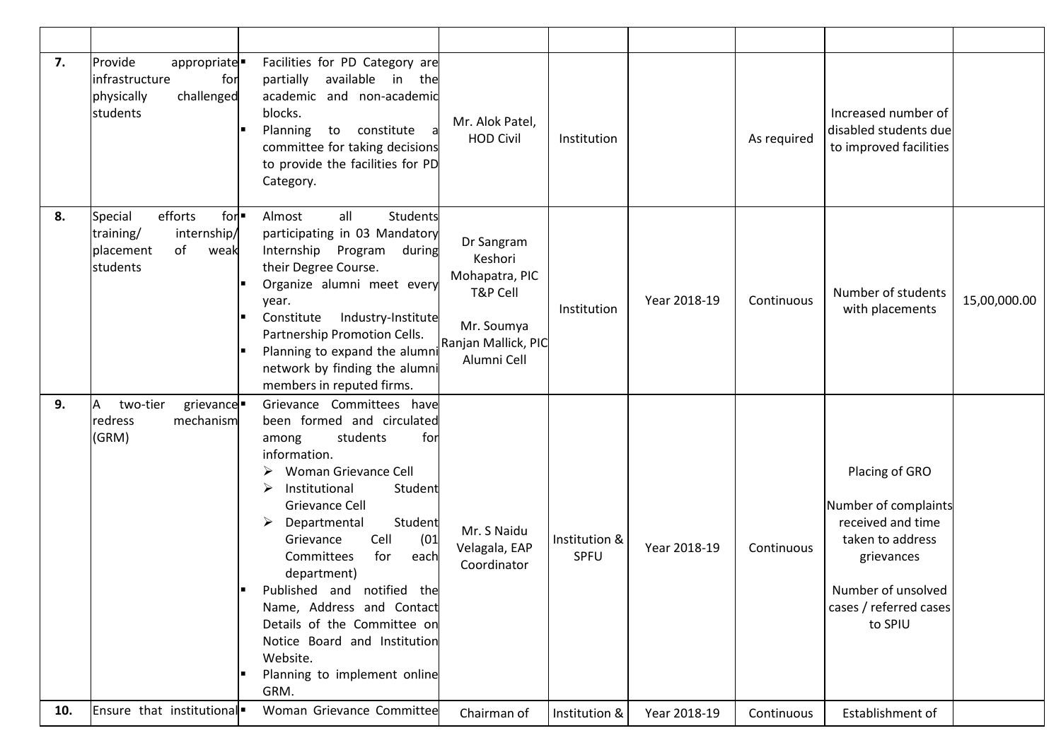| | | | | | | | | |
|---|---|---|---|---|---|---|---|---|
| **7.** | Provide appropriate infrastructure for physically challenged students | ▪ Facilities for PD Category are partially available in the academic and non-academic blocks.<br>▪ Planning to constitute a committee for taking decisions to provide the facilities for PD Category. | Mr. Alok Patel, HOD Civil | Institution | | As required | Increased number of disabled students due to improved facilities | |
| **8.** | Special efforts for training/ internship/ placement of weak students | ▪ Almost all Students participating in 03 Mandatory Internship Program during their Degree Course.<br>▪ Organize alumni meet every year.<br>▪ Constitute Industry-Institute Partnership Promotion Cells.<br>▪ Planning to expand the alumni network by finding the alumni members in reputed firms. | Dr Sangram Keshori Mohapatra, PIC T&P Cell<br><br>Mr. Soumya Ranjan Mallick, PIC Alumni Cell | Institution | Year 2018-19 | Continuous | Number of students with placements | 15,00,000.00 |
| **9.** | A two-tier grievance redress mechanism (GRM) | ▪ Grievance Committees have been formed and circulated among students for information.<br>➢ Woman Grievance Cell<br>➢ Institutional Student Grievance Cell<br>➢ Departmental Student Grievance Cell (01 Committees for each department)<br>▪ Published and notified the Name, Address and Contact Details of the Committee on Notice Board and Institution Website.<br>▪ Planning to implement online GRM. | Mr. S Naidu Velagala, EAP Coordinator | Institution & SPFU | Year 2018-19 | Continuous | Placing of GRO<br><br>Number of complaints received and time taken to address grievances<br><br>Number of unsolved cases / referred cases to SPIU | |
| **10.** | Ensure that institutional | ▪ Woman Grievance Committee | Chairman of | Institution & | Year 2018-19 | Continuous | Establishment of | |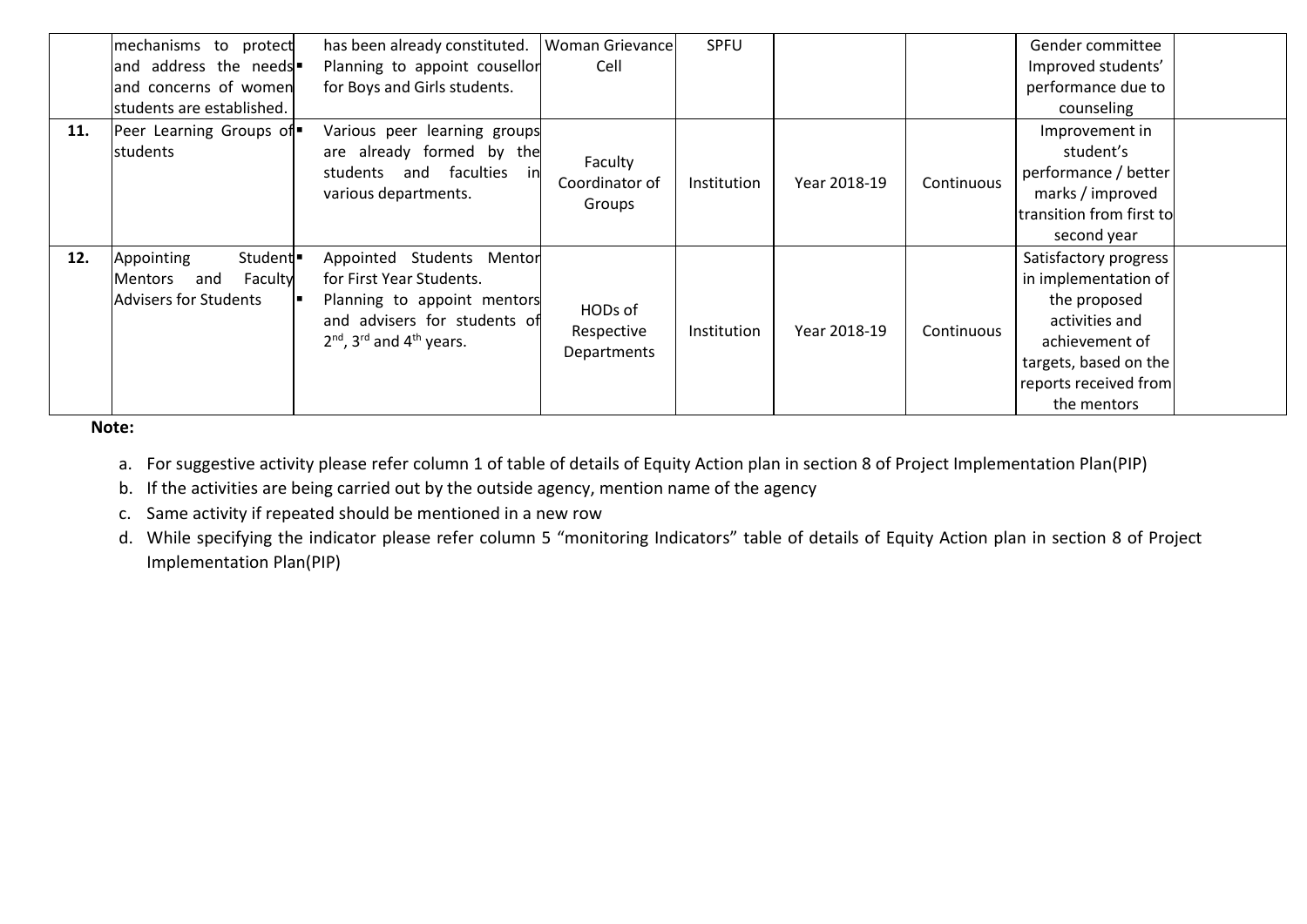| | | | | | | | | |
|---|---|---|---|---|---|---|---|---|
| | mechanisms to protect and address the needs and concerns of women students are established. | has been already constituted.<br>▪ Planning to appoint cousellor for Boys and Girls students. | Woman Grievance Cell | SPFU | | | Gender committee Improved students' performance due to counseling | |
| **11.** | Peer Learning Groups of students | ▪ Various peer learning groups are already formed by the students and faculties in various departments. | Faculty Coordinator of Groups | Institution | Year 2018-19 | Continuous | Improvement in student's performance / better marks / improved transition from first to second year | |
| **12.** | Appointing Student Mentors and Faculty Advisers for Students | ▪ Appointed Students Mentor for First Year Students.<br>▪ Planning to appoint mentors and advisers for students of 2nd, 3rd and 4th years. | HODs of Respective Departments | Institution | Year 2018-19 | Continuous | Satisfactory progress in implementation of the proposed activities and achievement of targets, based on the reports received from the mentors | |

**Note:**

a. For suggestive activity please refer column 1 of table of details of Equity Action plan in section 8 of Project Implementation Plan(PIP)
b. If the activities are being carried out by the outside agency, mention name of the agency
c. Same activity if repeated should be mentioned in a new row
d. While specifying the indicator please refer column 5 "monitoring Indicators" table of details of Equity Action plan in section 8 of Project Implementation Plan(PIP)